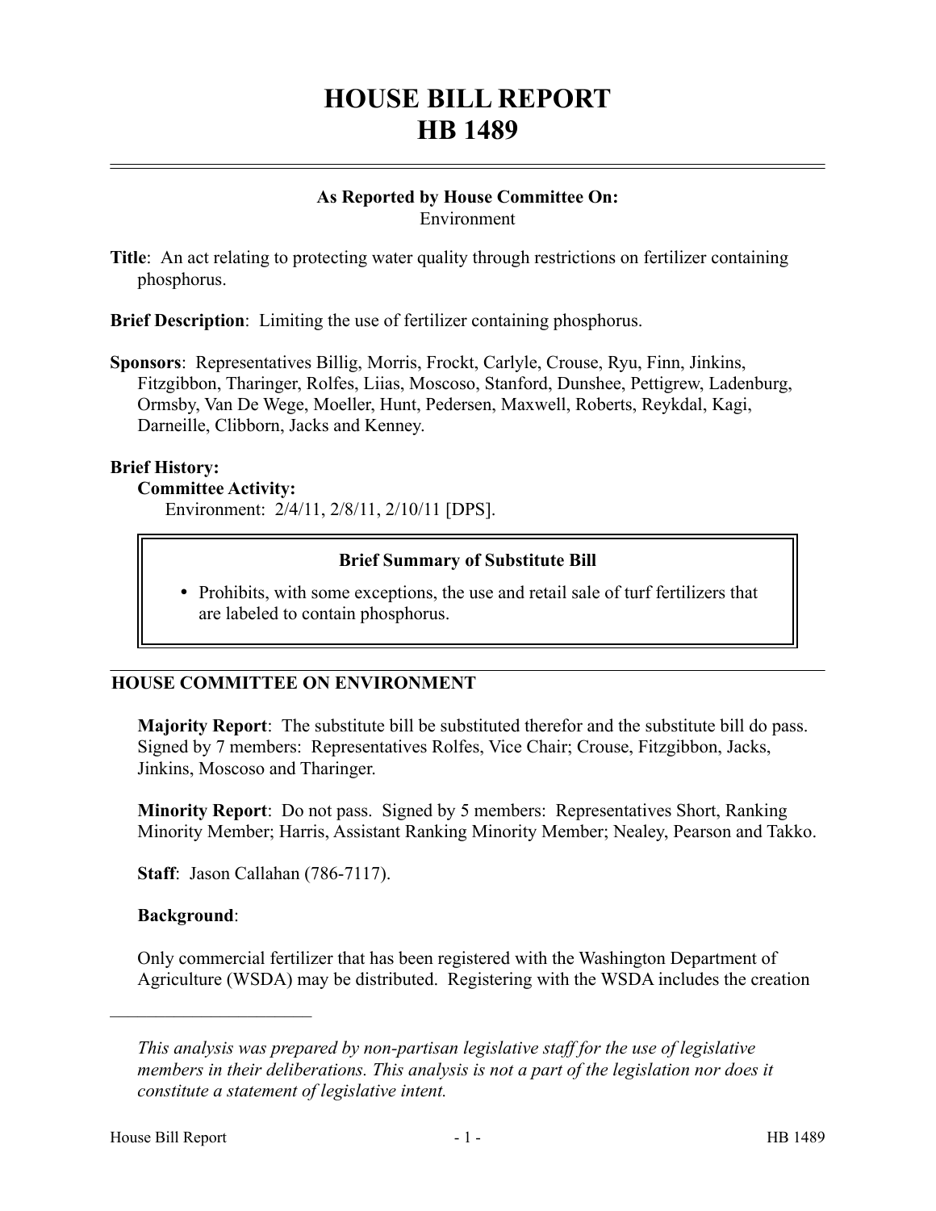# HOUSE BILL REPORT
# HB 1489

**As Reported by House Committee On:**
Environment

**Title**: An act relating to protecting water quality through restrictions on fertilizer containing phosphorus.

**Brief Description**: Limiting the use of fertilizer containing phosphorus.

**Sponsors**: Representatives Billig, Morris, Frockt, Carlyle, Crouse, Ryu, Finn, Jinkins, Fitzgibbon, Tharinger, Rolfes, Liias, Moscoso, Stanford, Dunshee, Pettigrew, Ladenburg, Ormsby, Van De Wege, Moeller, Hunt, Pedersen, Maxwell, Roberts, Reykdal, Kagi, Darneille, Clibborn, Jacks and Kenney.

**Brief History:**

**Committee Activity:**

Environment: 2/4/11, 2/8/11, 2/10/11 [DPS].

**Brief Summary of Substitute Bill**

- Prohibits, with some exceptions, the use and retail sale of turf fertilizers that are labeled to contain phosphorus.

## HOUSE COMMITTEE ON ENVIRONMENT

**Majority Report**: The substitute bill be substituted therefor and the substitute bill do pass. Signed by 7 members: Representatives Rolfes, Vice Chair; Crouse, Fitzgibbon, Jacks, Jinkins, Moscoso and Tharinger.

**Minority Report**: Do not pass. Signed by 5 members: Representatives Short, Ranking Minority Member; Harris, Assistant Ranking Minority Member; Nealey, Pearson and Takko.

**Staff**: Jason Callahan (786-7117).

**Background**:

Only commercial fertilizer that has been registered with the Washington Department of Agriculture (WSDA) may be distributed. Registering with the WSDA includes the creation

---

*This analysis was prepared by non-partisan legislative staff for the use of legislative members in their deliberations. This analysis is not a part of the legislation nor does it constitute a statement of legislative intent.*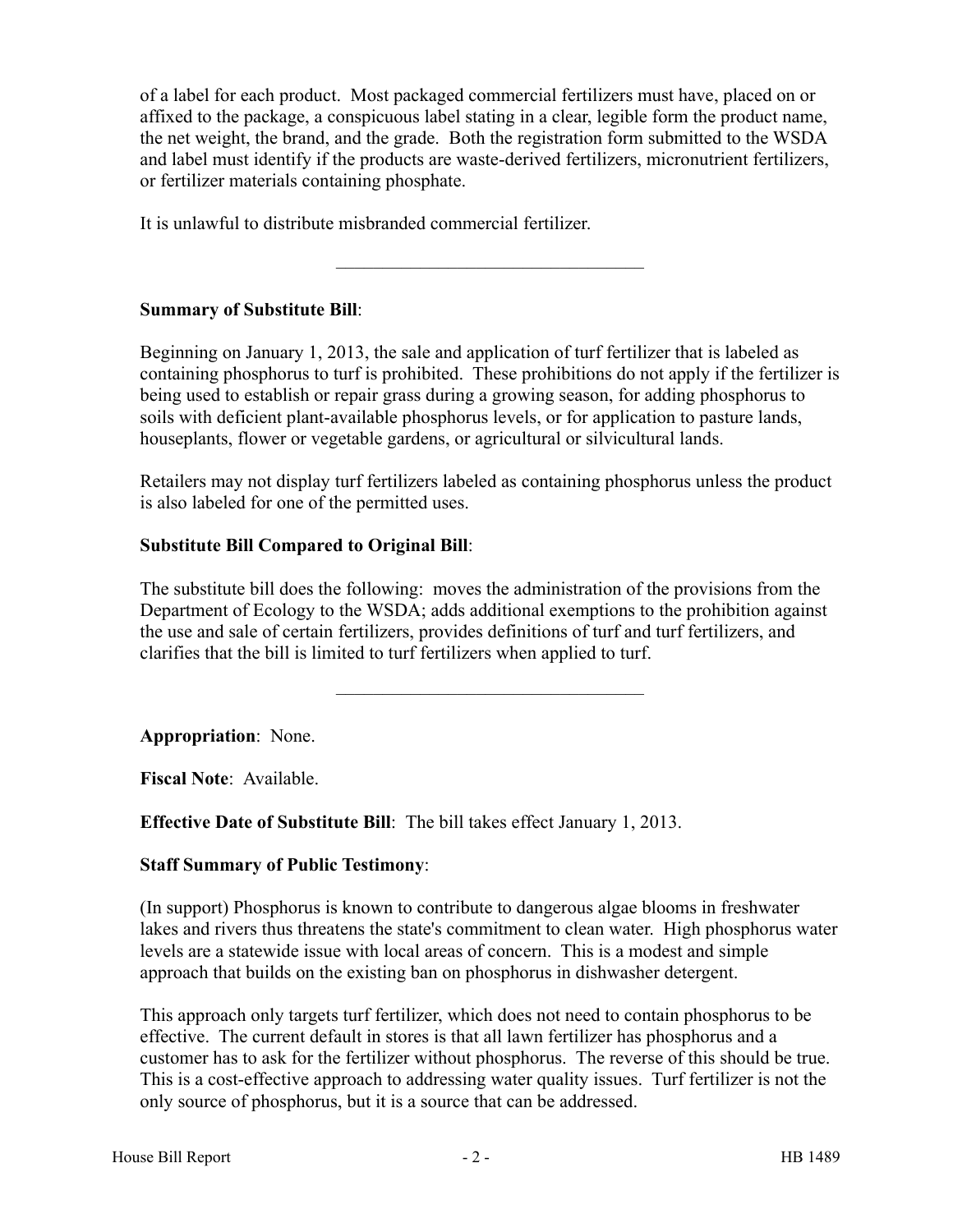of a label for each product. Most packaged commercial fertilizers must have, placed on or affixed to the package, a conspicuous label stating in a clear, legible form the product name, the net weight, the brand, and the grade. Both the registration form submitted to the WSDA and label must identify if the products are waste-derived fertilizers, micronutrient fertilizers, or fertilizer materials containing phosphate.

It is unlawful to distribute misbranded commercial fertilizer.

---

**Summary of Substitute Bill**:

Beginning on January 1, 2013, the sale and application of turf fertilizer that is labeled as containing phosphorus to turf is prohibited. These prohibitions do not apply if the fertilizer is being used to establish or repair grass during a growing season, for adding phosphorus to soils with deficient plant-available phosphorus levels, or for application to pasture lands, houseplants, flower or vegetable gardens, or agricultural or silvicultural lands.

Retailers may not display turf fertilizers labeled as containing phosphorus unless the product is also labeled for one of the permitted uses.

**Substitute Bill Compared to Original Bill**:

The substitute bill does the following: moves the administration of the provisions from the Department of Ecology to the WSDA; adds additional exemptions to the prohibition against the use and sale of certain fertilizers, provides definitions of turf and turf fertilizers, and clarifies that the bill is limited to turf fertilizers when applied to turf.

---

**Appropriation**: None.

**Fiscal Note**: Available.

**Effective Date of Substitute Bill**: The bill takes effect January 1, 2013.

**Staff Summary of Public Testimony**:

(In support) Phosphorus is known to contribute to dangerous algae blooms in freshwater lakes and rivers thus threatens the state's commitment to clean water. High phosphorus water levels are a statewide issue with local areas of concern. This is a modest and simple approach that builds on the existing ban on phosphorus in dishwasher detergent.

This approach only targets turf fertilizer, which does not need to contain phosphorus to be effective. The current default in stores is that all lawn fertilizer has phosphorus and a customer has to ask for the fertilizer without phosphorus. The reverse of this should be true. This is a cost-effective approach to addressing water quality issues. Turf fertilizer is not the only source of phosphorus, but it is a source that can be addressed.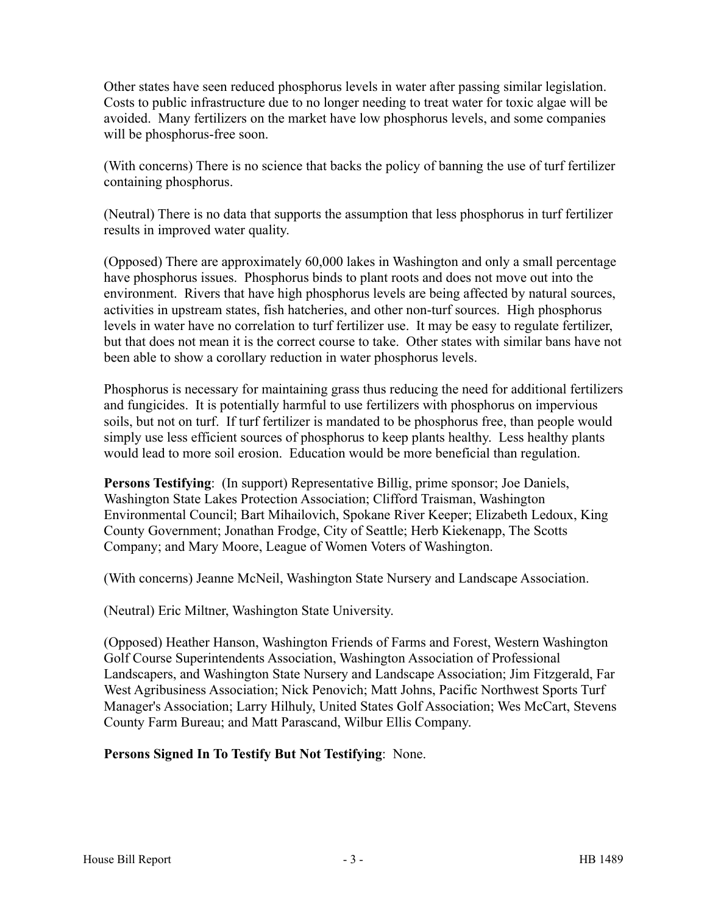Other states have seen reduced phosphorus levels in water after passing similar legislation. Costs to public infrastructure due to no longer needing to treat water for toxic algae will be avoided. Many fertilizers on the market have low phosphorus levels, and some companies will be phosphorus-free soon.

(With concerns) There is no science that backs the policy of banning the use of turf fertilizer containing phosphorus.

(Neutral) There is no data that supports the assumption that less phosphorus in turf fertilizer results in improved water quality.

(Opposed) There are approximately 60,000 lakes in Washington and only a small percentage have phosphorus issues. Phosphorus binds to plant roots and does not move out into the environment. Rivers that have high phosphorus levels are being affected by natural sources, activities in upstream states, fish hatcheries, and other non-turf sources. High phosphorus levels in water have no correlation to turf fertilizer use. It may be easy to regulate fertilizer, but that does not mean it is the correct course to take. Other states with similar bans have not been able to show a corollary reduction in water phosphorus levels.

Phosphorus is necessary for maintaining grass thus reducing the need for additional fertilizers and fungicides. It is potentially harmful to use fertilizers with phosphorus on impervious soils, but not on turf. If turf fertilizer is mandated to be phosphorus free, than people would simply use less efficient sources of phosphorus to keep plants healthy. Less healthy plants would lead to more soil erosion. Education would be more beneficial than regulation.

**Persons Testifying**: (In support) Representative Billig, prime sponsor; Joe Daniels, Washington State Lakes Protection Association; Clifford Traisman, Washington Environmental Council; Bart Mihailovich, Spokane River Keeper; Elizabeth Ledoux, King County Government; Jonathan Frodge, City of Seattle; Herb Kiekenapp, The Scotts Company; and Mary Moore, League of Women Voters of Washington.

(With concerns) Jeanne McNeil, Washington State Nursery and Landscape Association.

(Neutral) Eric Miltner, Washington State University.

(Opposed) Heather Hanson, Washington Friends of Farms and Forest, Western Washington Golf Course Superintendents Association, Washington Association of Professional Landscapers, and Washington State Nursery and Landscape Association; Jim Fitzgerald, Far West Agribusiness Association; Nick Penovich; Matt Johns, Pacific Northwest Sports Turf Manager's Association; Larry Hilhuly, United States Golf Association; Wes McCart, Stevens County Farm Bureau; and Matt Parascand, Wilbur Ellis Company.

**Persons Signed In To Testify But Not Testifying**: None.